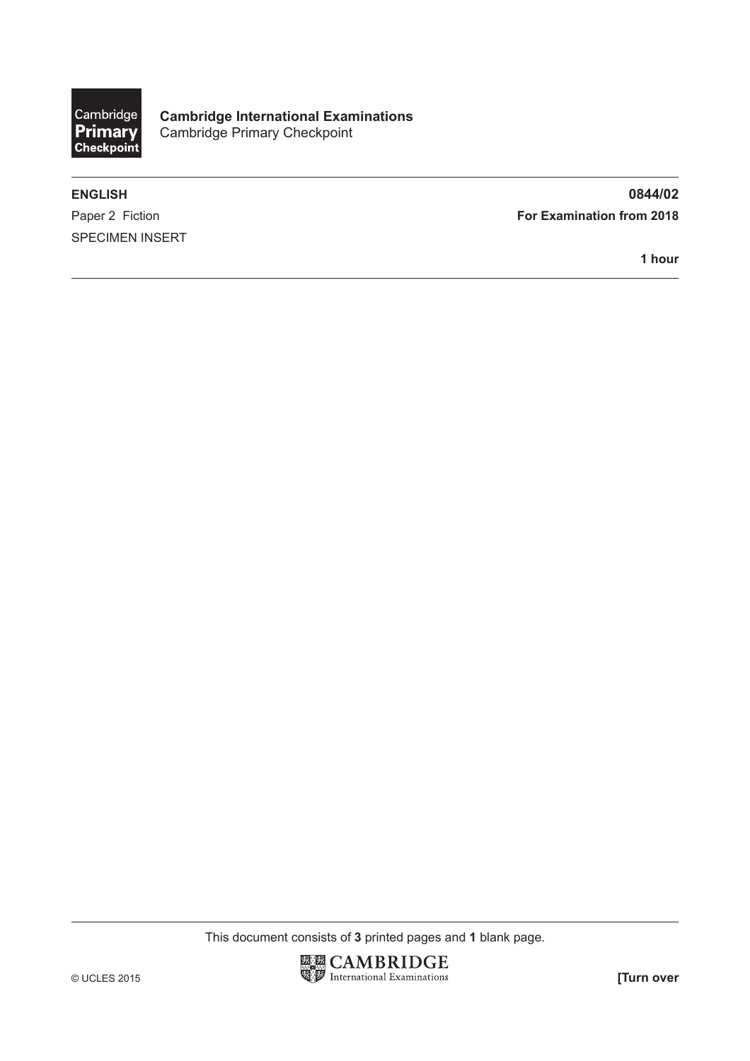Cambridge Primary Checkpoint

**Cambridge International Examinations**
Cambridge Primary Checkpoint

**ENGLISH** **0844/02**

Paper 2 Fiction **For Examination from 2018**

SPECIMEN INSERT

**1 hour**

This document consists of **3** printed pages and **1** blank page.

© UCLES 2015 **[Turn over**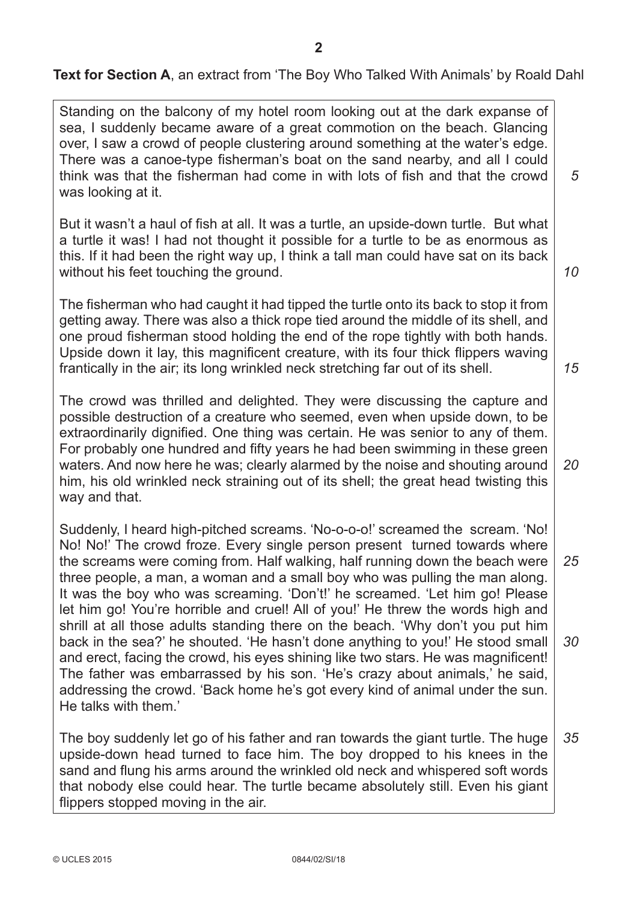**Text for Section A**, an extract from 'The Boy Who Talked With Animals' by Roald Dahl

Standing on the balcony of my hotel room looking out at the dark expanse of sea, I suddenly became aware of a great commotion on the beach. Glancing over, I saw a crowd of people clustering around something at the water's edge. There was a canoe-type fisherman's boat on the sand nearby, and all I could think was that the fisherman had come in with lots of fish and that the crowd was looking at it.

But it wasn't a haul of fish at all. It was a turtle, an upside-down turtle. But what a turtle it was! I had not thought it possible for a turtle to be as enormous as this. If it had been the right way up, I think a tall man could have sat on its back without his feet touching the ground.

The fisherman who had caught it had tipped the turtle onto its back to stop it from getting away. There was also a thick rope tied around the middle of its shell, and one proud fisherman stood holding the end of the rope tightly with both hands. Upside down it lay, this magnificent creature, with its four thick flippers waving frantically in the air; its long wrinkled neck stretching far out of its shell.

The crowd was thrilled and delighted. They were discussing the capture and possible destruction of a creature who seemed, even when upside down, to be extraordinarily dignified. One thing was certain. He was senior to any of them. For probably one hundred and fifty years he had been swimming in these green waters. And now here he was; clearly alarmed by the noise and shouting around him, his old wrinkled neck straining out of its shell; the great head twisting this way and that.

Suddenly, I heard high-pitched screams. 'No-o-o-o!' screamed the scream. 'No! No! No!' The crowd froze. Every single person present turned towards where the screams were coming from. Half walking, half running down the beach were three people, a man, a woman and a small boy who was pulling the man along. It was the boy who was screaming. 'Don't!' he screamed. 'Let him go! Please let him go! You're horrible and cruel! All of you!' He threw the words high and shrill at all those adults standing there on the beach. 'Why don't you put him back in the sea?' he shouted. 'He hasn't done anything to you!' He stood small and erect, facing the crowd, his eyes shining like two stars. He was magnificent! The father was embarrassed by his son. 'He's crazy about animals,' he said, addressing the crowd. 'Back home he's got every kind of animal under the sun. He talks with them.'

The boy suddenly let go of his father and ran towards the giant turtle. The huge upside-down head turned to face him. The boy dropped to his knees in the sand and flung his arms around the wrinkled old neck and whispered soft words that nobody else could hear. The turtle became absolutely still. Even his giant flippers stopped moving in the air.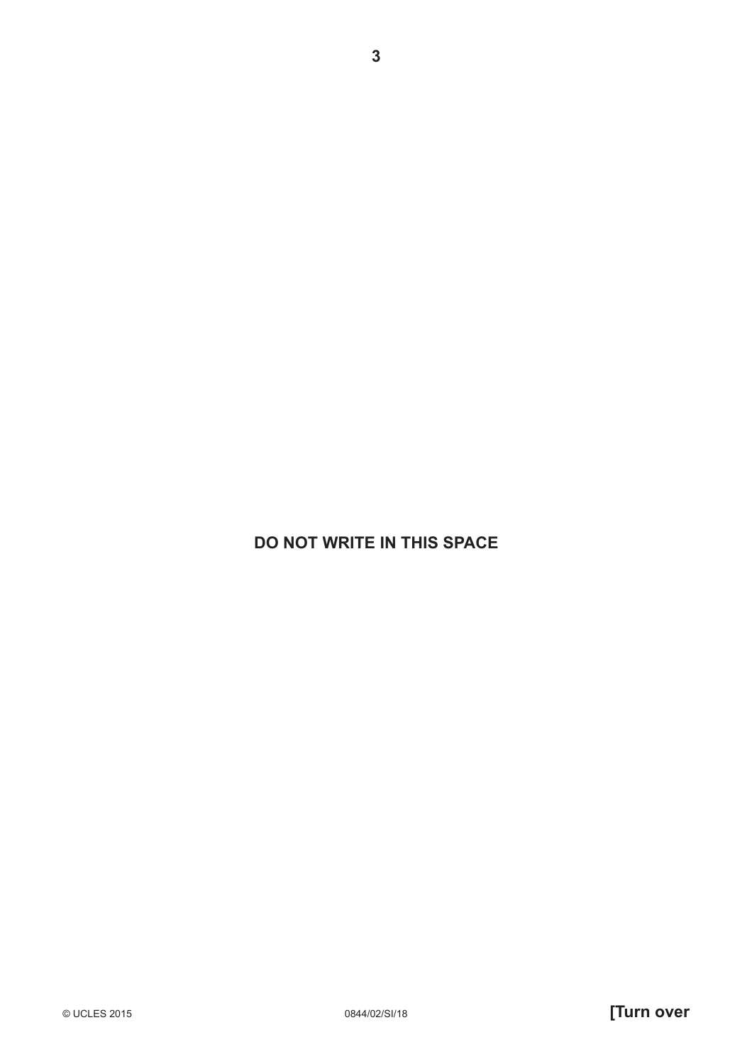**DO NOT WRITE IN THIS SPACE**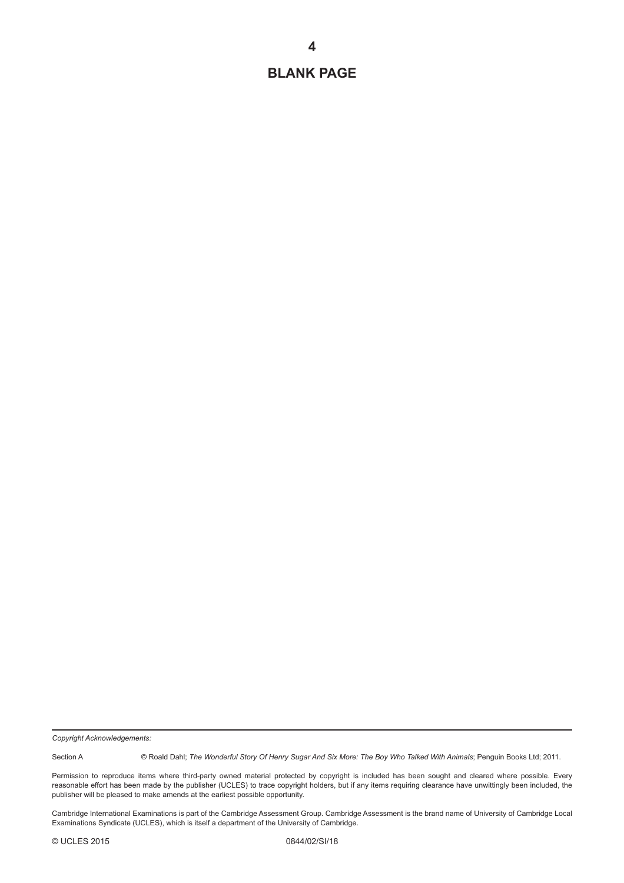**BLANK PAGE**

*Copyright Acknowledgements:*

Section A © Roald Dahl; *The Wonderful Story Of Henry Sugar And Six More: The Boy Who Talked With Animals*; Penguin Books Ltd; 2011.

Permission to reproduce items where third-party owned material protected by copyright is included has been sought and cleared where possible. Every reasonable effort has been made by the publisher (UCLES) to trace copyright holders, but if any items requiring clearance have unwittingly been included, the publisher will be pleased to make amends at the earliest possible opportunity.

Cambridge International Examinations is part of the Cambridge Assessment Group. Cambridge Assessment is the brand name of University of Cambridge Local Examinations Syndicate (UCLES), which is itself a department of the University of Cambridge.

© UCLES 2015 0844/02/SI/18